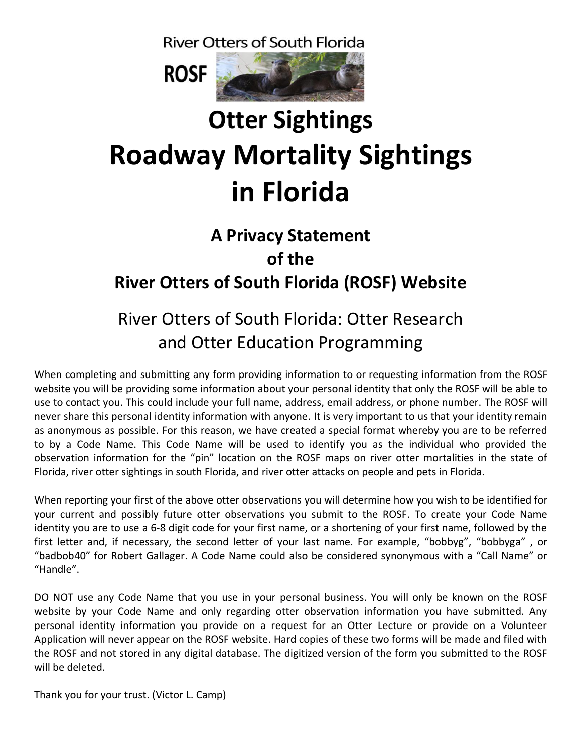River Otters of South Florida

ROSF

# Otter Sightings
# Roadway Mortality Sightings in Florida

## A Privacy Statement of the River Otters of South Florida (ROSF) Website

### River Otters of South Florida: Otter Research and Otter Education Programming

When completing and submitting any form providing information to or requesting information from the ROSF website you will be providing some information about your personal identity that only the ROSF will be able to use to contact you. This could include your full name, address, email address, or phone number. The ROSF will never share this personal identity information with anyone. It is very important to us that your identity remain as anonymous as possible. For this reason, we have created a special format whereby you are to be referred to by a Code Name. This Code Name will be used to identify you as the individual who provided the observation information for the "pin" location on the ROSF maps on river otter mortalities in the state of Florida, river otter sightings in south Florida, and river otter attacks on people and pets in Florida.

When reporting your first of the above otter observations you will determine how you wish to be identified for your current and possibly future otter observations you submit to the ROSF. To create your Code Name identity you are to use a 6-8 digit code for your first name, or a shortening of your first name, followed by the first letter and, if necessary, the second letter of your last name. For example, "bobbyg", "bobbyga" , or "badbob40" for Robert Gallager. A Code Name could also be considered synonymous with a "Call Name" or "Handle".

DO NOT use any Code Name that you use in your personal business. You will only be known on the ROSF website by your Code Name and only regarding otter observation information you have submitted. Any personal identity information you provide on a request for an Otter Lecture or provide on a Volunteer Application will never appear on the ROSF website. Hard copies of these two forms will be made and filed with the ROSF and not stored in any digital database. The digitized version of the form you submitted to the ROSF will be deleted.

Thank you for your trust. (Victor L. Camp)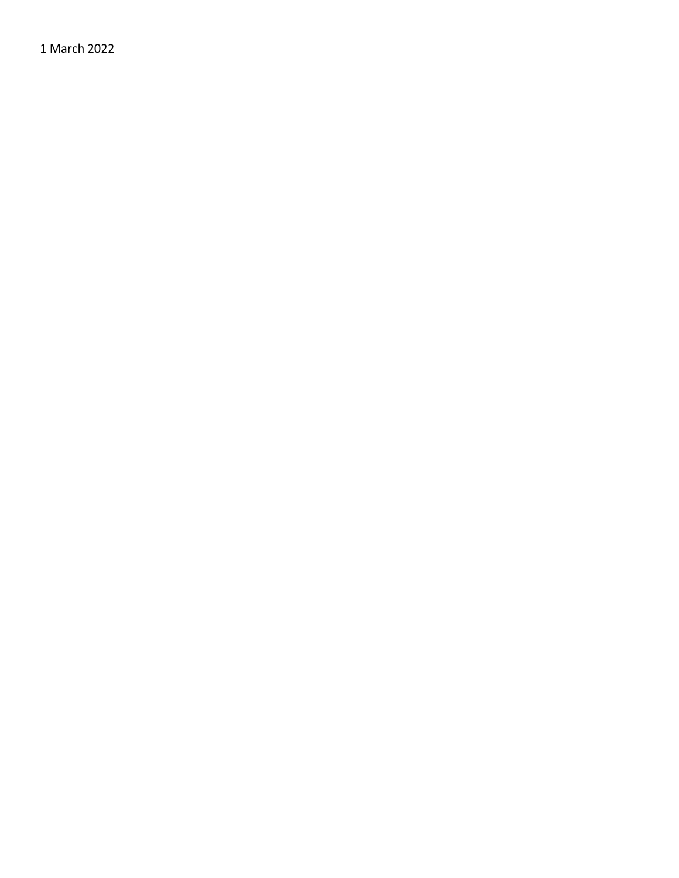1 March 2022